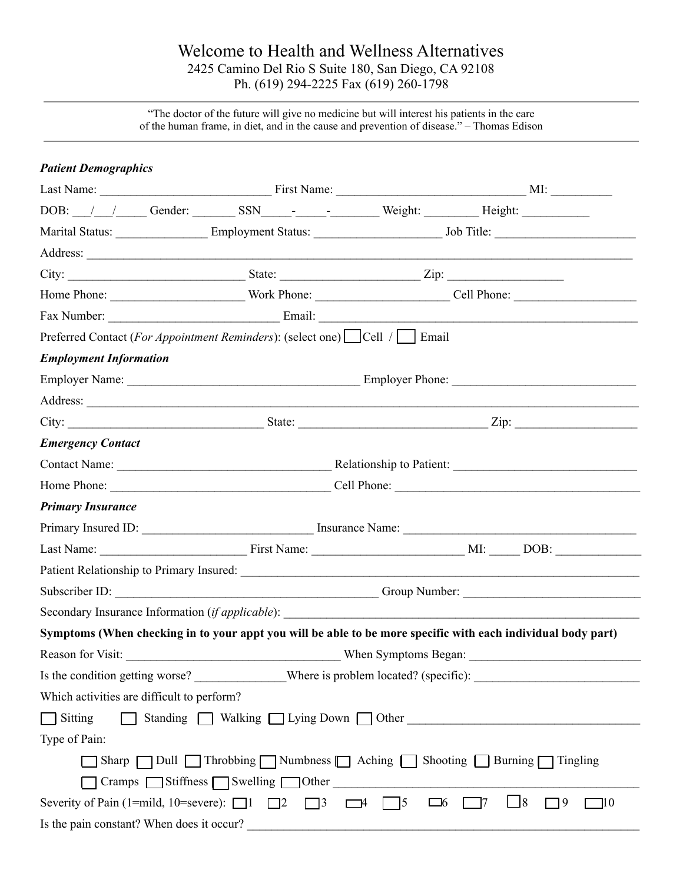# Welcome to Health and Wellness Alternatives

2425 Camino Del Rio S Suite 180, San Diego, CA 92108
Ph. (619) 294-2225 Fax (619) 260-1798

---

"The doctor of the future will give no medicine but will interest his patients in the care of the human frame, in diet, and in the cause and prevention of disease." – Thomas Edison

---

***Patient Demographics***

Last Name: ___________________________ First Name: ______________________________ MI: _________

DOB: ___/___/_____ Gender: _______ SSN_____-_____-________ Weight: ________ Height: ___________

Marital Status: _______________ Employment Status: ____________________ Job Title: ______________________

Address: ___________________________________________________________________________________

City: _____________________________ State: ______________________ Zip: __________________

Home Phone: _____________________ Work Phone: _____________________ Cell Phone: ___________________

Fax Number: ____________________________ Email: _________________________________________________

Preferred Contact (*For Appointment Reminders*): (select one) ☐ Cell / ☐ Email

***Employment Information***

Employer Name: _____________________________________ Employer Phone: _____________________________

Address: ___________________________________________________________________________________

City: _______________________________ State: ______________________________ Zip: ___________________

***Emergency Contact***

Contact Name: __________________________________ Relationship to Patient: ______________________________

Home Phone: ___________________________________ Cell Phone: _______________________________________

***Primary Insurance***

Primary Insured ID: ____________________________ Insurance Name: _____________________________________

Last Name: _______________________ First Name: ________________________ MI: _____ DOB: _____________

Patient Relationship to Primary Insured: _______________________________________________________________

Subscriber ID: __________________________________________ Group Number: _____________________________

Secondary Insurance Information (*if applicable*): _________________________________________________________

**Symptoms (When checking in to your appt you will be able to be more specific with each individual body part)**

Reason for Visit: __________________________________ When Symptoms Began: ____________________________

Is the condition getting worse? _______________Where is problem located? (specific): __________________________

Which activities are difficult to perform?

☐ Sitting ☐ Standing ☐ Walking ☐ Lying Down ☐ Other ______________________________________

Type of Pain:

☐ Sharp ☐ Dull ☐ Throbbing ☐ Numbness ☐ Aching ☐ Shooting ☐ Burning ☐ Tingling

☐ Cramps ☐ Stiffness ☐ Swelling ☐ Other _________________________________________________

Severity of Pain (1=mild, 10=severe): ☐ 1 ☐ 2 ☐ 3 ☐ 4 ☐ 5 ☐ 6 ☐ 7 ☐ 8 ☐ 9 ☐ 10

Is the pain constant? When does it occur? _______________________________________________________________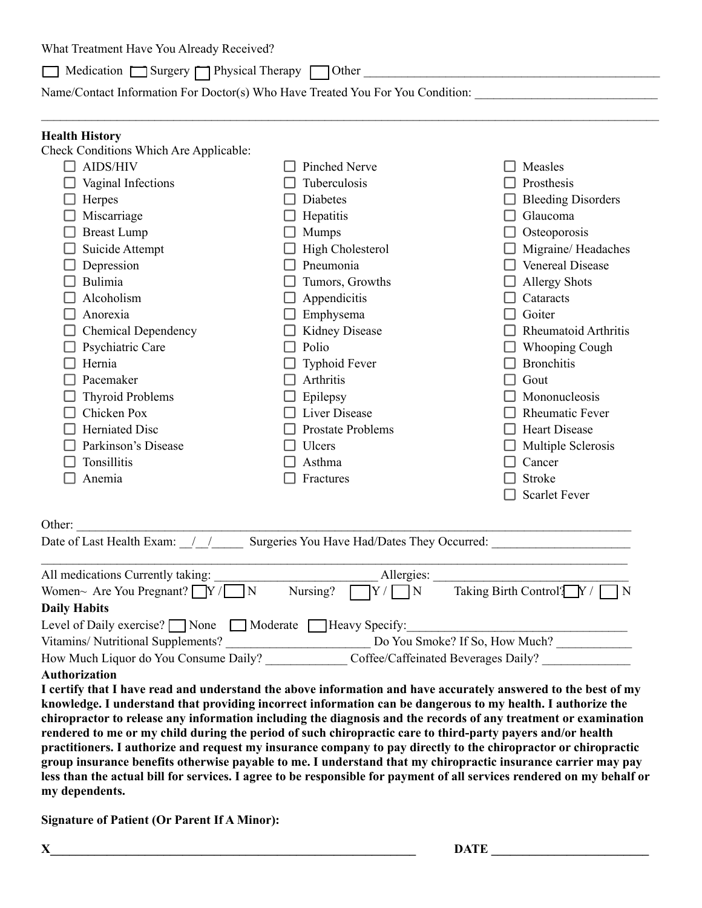What Treatment Have You Already Received?

☐ Medication ☐ Surgery ☐ Physical Therapy ☐ Other ______________________________________________

Name/Contact Information For Doctor(s) Who Have Treated You For You Condition: ____________________________

______________________________________________________________________________________________

**Health History**

Check Conditions Which Are Applicable:

| | | |
|---|---|---|
| ☐ AIDS/HIV | ☐ Pinched Nerve | ☐ Measles |
| ☐ Vaginal Infections | ☐ Tuberculosis | ☐ Prosthesis |
| ☐ Herpes | ☐ Diabetes | ☐ Bleeding Disorders |
| ☐ Miscarriage | ☐ Hepatitis | ☐ Glaucoma |
| ☐ Breast Lump | ☐ Mumps | ☐ Osteoporosis |
| ☐ Suicide Attempt | ☐ High Cholesterol | ☐ Migraine/ Headaches |
| ☐ Depression | ☐ Pneumonia | ☐ Venereal Disease |
| ☐ Bulimia | ☐ Tumors, Growths | ☐ Allergy Shots |
| ☐ Alcoholism | ☐ Appendicitis | ☐ Cataracts |
| ☐ Anorexia | ☐ Emphysema | ☐ Goiter |
| ☐ Chemical Dependency | ☐ Kidney Disease | ☐ Rheumatoid Arthritis |
| ☐ Psychiatric Care | ☐ Polio | ☐ Whooping Cough |
| ☐ Hernia | ☐ Typhoid Fever | ☐ Bronchitis |
| ☐ Pacemaker | ☐ Arthritis | ☐ Gout |
| ☐ Thyroid Problems | ☐ Epilepsy | ☐ Mononucleosis |
| ☐ Chicken Pox | ☐ Liver Disease | ☐ Rheumatic Fever |
| ☐ Herniated Disc | ☐ Prostate Problems | ☐ Heart Disease |
| ☐ Parkinson's Disease | ☐ Ulcers | ☐ Multiple Sclerosis |
| ☐ Tonsillitis | ☐ Asthma | ☐ Cancer |
| ☐ Anemia | ☐ Fractures | ☐ Stroke |
| | | ☐ Scarlet Fever |

Other: ____________________________________________________________________________________

Date of Last Health Exam: __/__/_____ Surgeries You Have Had/Dates They Occurred: _____________________

______________________________________________________________________________________________

All medications Currently taking: _________________________ Allergies: ______________________________

Women~ Are You Pregnant? ☐ Y / ☐ N Nursing? ☐ Y / ☐ N Taking Birth Control? ☐ Y / ☐ N

**Daily Habits**

Level of Daily exercise? ☐ None ☐ Moderate ☐ Heavy Specify:__________________________________

Vitamins/ Nutritional Supplements? ______________________ Do You Smoke? If So, How Much? ___________

How Much Liquor do You Consume Daily? _____________ Coffee/Caffeinated Beverages Daily? _____________

**Authorization**

**I certify that I have read and understand the above information and have accurately answered to the best of my knowledge. I understand that providing incorrect information can be dangerous to my health. I authorize the chiropractor to release any information including the diagnosis and the records of any treatment or examination rendered to me or my child during the period of such chiropractic care to third-party payers and/or health practitioners. I authorize and request my insurance company to pay directly to the chiropractor or chiropractic group insurance benefits otherwise payable to me. I understand that my chiropractic insurance carrier may pay less than the actual bill for services. I agree to be responsible for payment of all services rendered on my behalf or my dependents.**

**Signature of Patient (Or Parent If A Minor):**

**X**_____________________________________________________________ **DATE** _________________________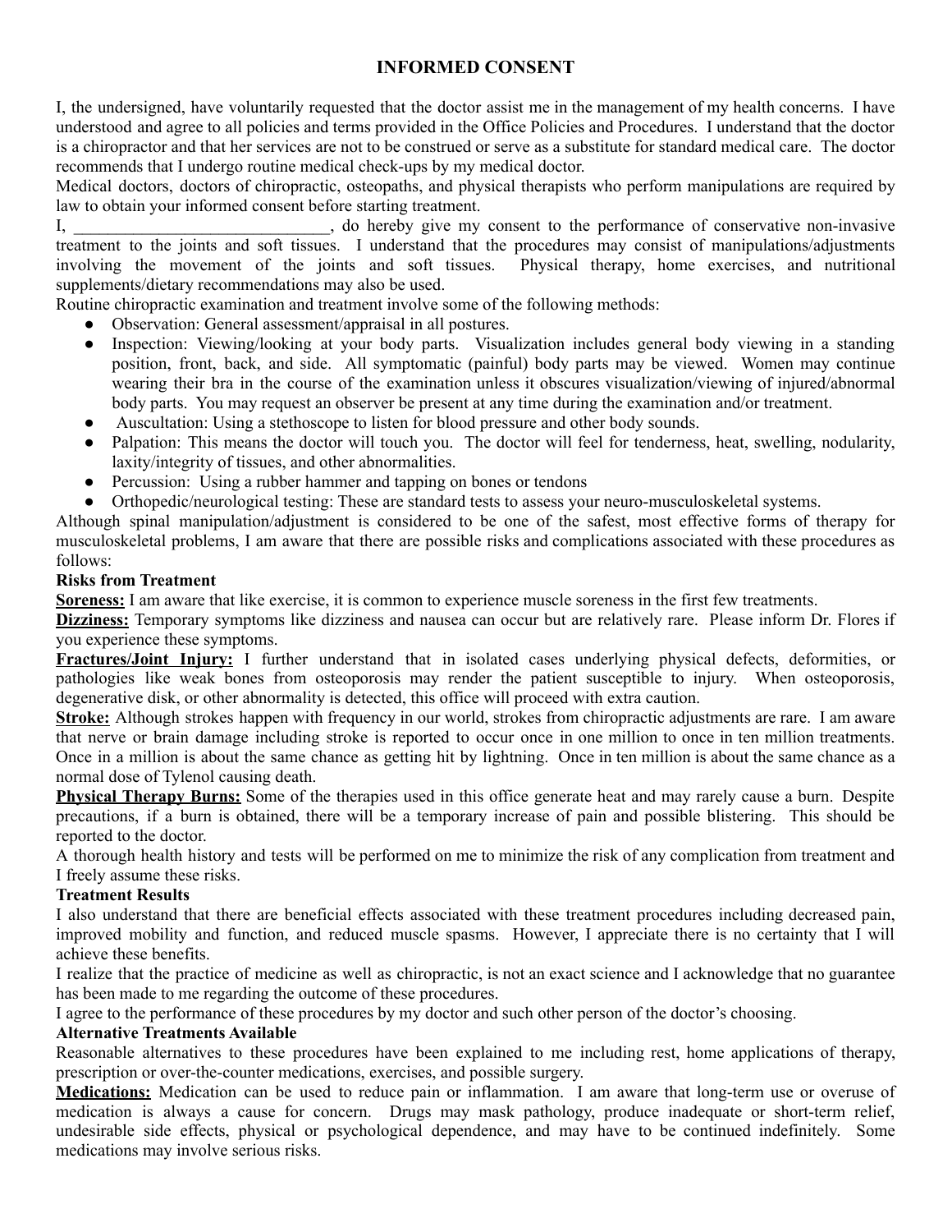# INFORMED CONSENT

I, the undersigned, have voluntarily requested that the doctor assist me in the management of my health concerns. I have understood and agree to all policies and terms provided in the Office Policies and Procedures. I understand that the doctor is a chiropractor and that her services are not to be construed or serve as a substitute for standard medical care. The doctor recommends that I undergo routine medical check-ups by my medical doctor.

Medical doctors, doctors of chiropractic, osteopaths, and physical therapists who perform manipulations are required by law to obtain your informed consent before starting treatment.

I, ______________________________, do hereby give my consent to the performance of conservative non-invasive treatment to the joints and soft tissues. I understand that the procedures may consist of manipulations/adjustments involving the movement of the joints and soft tissues. Physical therapy, home exercises, and nutritional supplements/dietary recommendations may also be used.

Routine chiropractic examination and treatment involve some of the following methods:

- Observation: General assessment/appraisal in all postures.
- Inspection: Viewing/looking at your body parts. Visualization includes general body viewing in a standing position, front, back, and side. All symptomatic (painful) body parts may be viewed. Women may continue wearing their bra in the course of the examination unless it obscures visualization/viewing of injured/abnormal body parts. You may request an observer be present at any time during the examination and/or treatment.
- Auscultation: Using a stethoscope to listen for blood pressure and other body sounds.
- Palpation: This means the doctor will touch you. The doctor will feel for tenderness, heat, swelling, nodularity, laxity/integrity of tissues, and other abnormalities.
- Percussion: Using a rubber hammer and tapping on bones or tendons
- Orthopedic/neurological testing: These are standard tests to assess your neuro-musculoskeletal systems.

Although spinal manipulation/adjustment is considered to be one of the safest, most effective forms of therapy for musculoskeletal problems, I am aware that there are possible risks and complications associated with these procedures as follows:

**Risks from Treatment**

**Soreness:** I am aware that like exercise, it is common to experience muscle soreness in the first few treatments.

**Dizziness:** Temporary symptoms like dizziness and nausea can occur but are relatively rare. Please inform Dr. Flores if you experience these symptoms.

**Fractures/Joint Injury:** I further understand that in isolated cases underlying physical defects, deformities, or pathologies like weak bones from osteoporosis may render the patient susceptible to injury. When osteoporosis, degenerative disk, or other abnormality is detected, this office will proceed with extra caution.

**Stroke:** Although strokes happen with frequency in our world, strokes from chiropractic adjustments are rare. I am aware that nerve or brain damage including stroke is reported to occur once in one million to once in ten million treatments. Once in a million is about the same chance as getting hit by lightning. Once in ten million is about the same chance as a normal dose of Tylenol causing death.

**Physical Therapy Burns:** Some of the therapies used in this office generate heat and may rarely cause a burn. Despite precautions, if a burn is obtained, there will be a temporary increase of pain and possible blistering. This should be reported to the doctor.

A thorough health history and tests will be performed on me to minimize the risk of any complication from treatment and I freely assume these risks.

**Treatment Results**

I also understand that there are beneficial effects associated with these treatment procedures including decreased pain, improved mobility and function, and reduced muscle spasms. However, I appreciate there is no certainty that I will achieve these benefits.

I realize that the practice of medicine as well as chiropractic, is not an exact science and I acknowledge that no guarantee has been made to me regarding the outcome of these procedures.

I agree to the performance of these procedures by my doctor and such other person of the doctor's choosing.

**Alternative Treatments Available**

Reasonable alternatives to these procedures have been explained to me including rest, home applications of therapy, prescription or over-the-counter medications, exercises, and possible surgery.

**Medications:** Medication can be used to reduce pain or inflammation. I am aware that long-term use or overuse of medication is always a cause for concern. Drugs may mask pathology, produce inadequate or short-term relief, undesirable side effects, physical or psychological dependence, and may have to be continued indefinitely. Some medications may involve serious risks.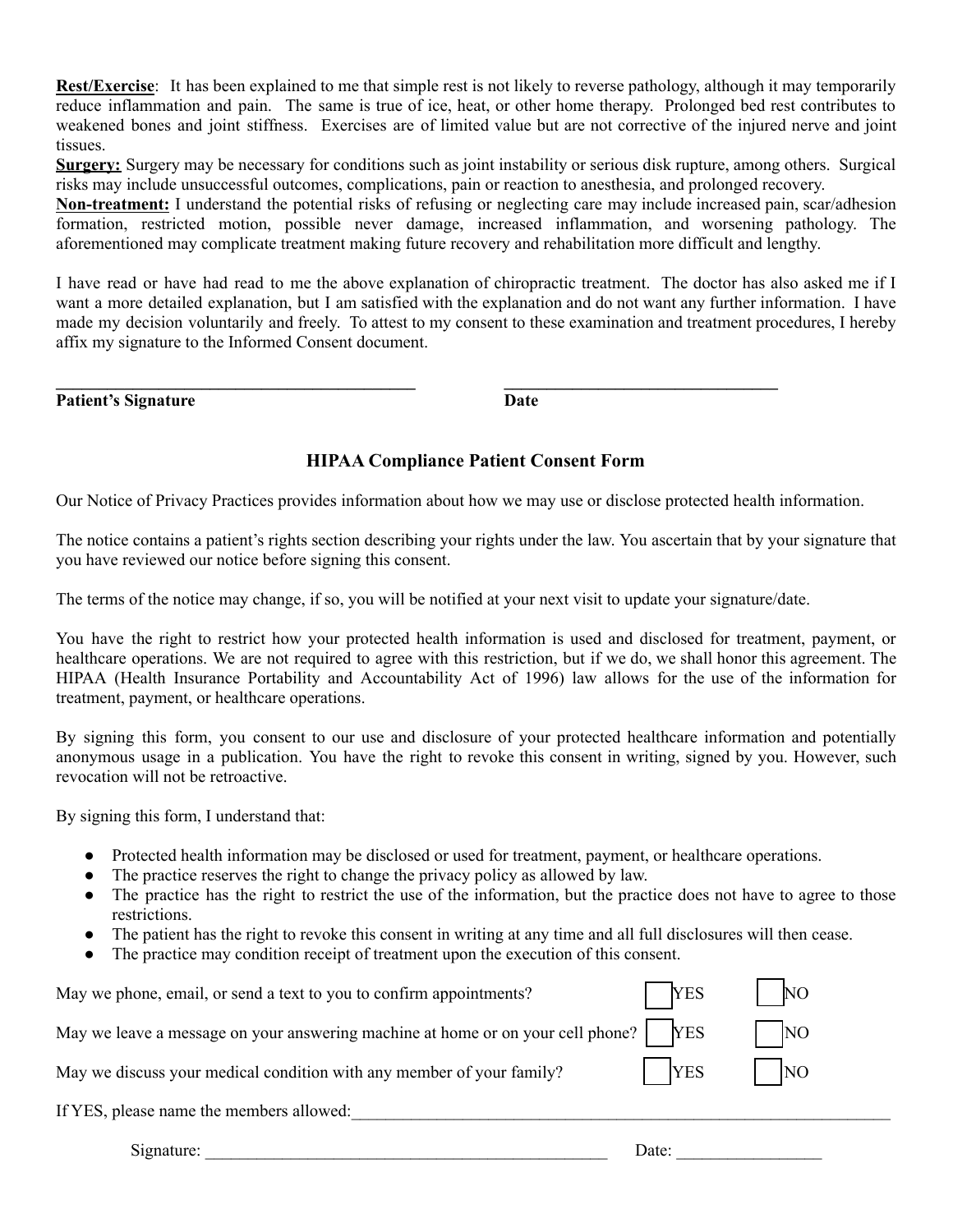**Rest/Exercise**: It has been explained to me that simple rest is not likely to reverse pathology, although it may temporarily reduce inflammation and pain. The same is true of ice, heat, or other home therapy. Prolonged bed rest contributes to weakened bones and joint stiffness. Exercises are of limited value but are not corrective of the injured nerve and joint tissues.

**Surgery:** Surgery may be necessary for conditions such as joint instability or serious disk rupture, among others. Surgical risks may include unsuccessful outcomes, complications, pain or reaction to anesthesia, and prolonged recovery.

**Non-treatment:** I understand the potential risks of refusing or neglecting care may include increased pain, scar/adhesion formation, restricted motion, possible never damage, increased inflammation, and worsening pathology. The aforementioned may complicate treatment making future recovery and rehabilitation more difficult and lengthy.

I have read or have had read to me the above explanation of chiropractic treatment. The doctor has also asked me if I want a more detailed explanation, but I am satisfied with the explanation and do not want any further information. I have made my decision voluntarily and freely. To attest to my consent to these examination and treatment procedures, I hereby affix my signature to the Informed Consent document.

______________________________________________ ______________________________________

**Patient's Signature** **Date**

## HIPAA Compliance Patient Consent Form

Our Notice of Privacy Practices provides information about how we may use or disclose protected health information.

The notice contains a patient's rights section describing your rights under the law. You ascertain that by your signature that you have reviewed our notice before signing this consent.

The terms of the notice may change, if so, you will be notified at your next visit to update your signature/date.

You have the right to restrict how your protected health information is used and disclosed for treatment, payment, or healthcare operations. We are not required to agree with this restriction, but if we do, we shall honor this agreement. The HIPAA (Health Insurance Portability and Accountability Act of 1996) law allows for the use of the information for treatment, payment, or healthcare operations.

By signing this form, you consent to our use and disclosure of your protected healthcare information and potentially anonymous usage in a publication. You have the right to revoke this consent in writing, signed by you. However, such revocation will not be retroactive.

By signing this form, I understand that:

- Protected health information may be disclosed or used for treatment, payment, or healthcare operations.
- The practice reserves the right to change the privacy policy as allowed by law.
- The practice has the right to restrict the use of the information, but the practice does not have to agree to those restrictions.
- The patient has the right to revoke this consent in writing at any time and all full disclosures will then cease.
- The practice may condition receipt of treatment upon the execution of this consent.

May we phone, email, or send a text to you to confirm appointments? ☐ YES ☐ NO

May we leave a message on your answering machine at home or on your cell phone? ☐ YES ☐ NO

May we discuss your medical condition with any member of your family? ☐ YES ☐ NO

If YES, please name the members allowed:___________________________________________________________________

Signature: _________________________________________________ Date: _________________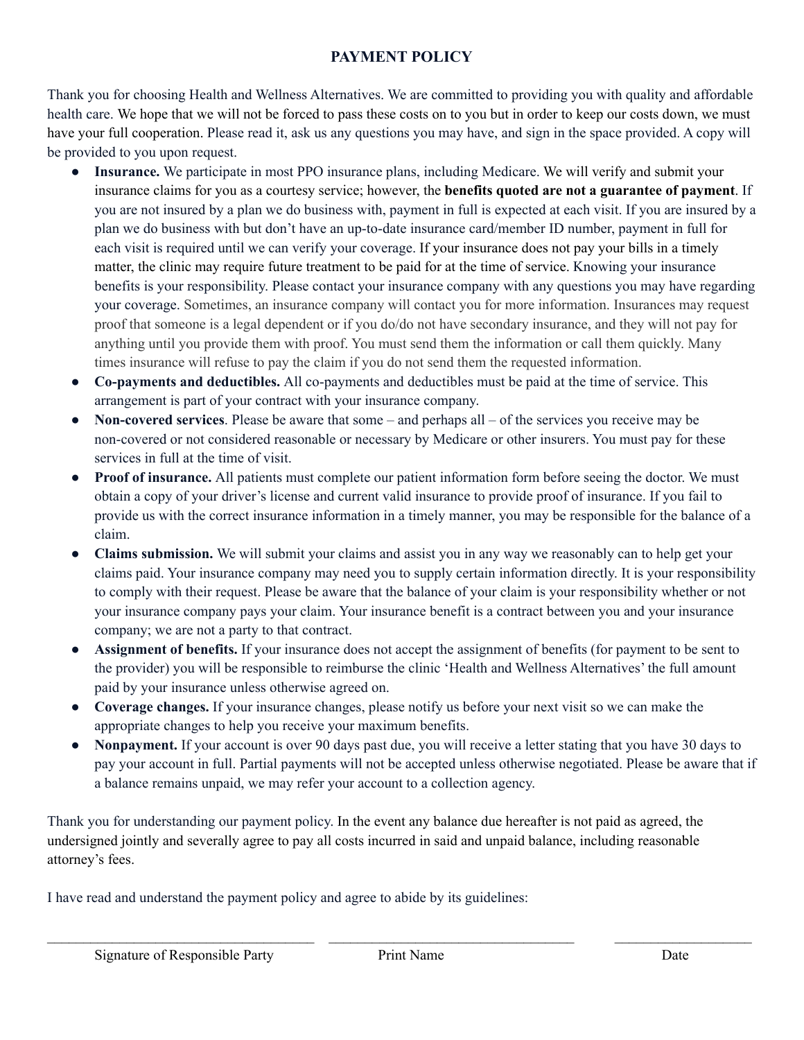# PAYMENT POLICY

Thank you for choosing Health and Wellness Alternatives. We are committed to providing you with quality and affordable health care. We hope that we will not be forced to pass these costs on to you but in order to keep our costs down, we must have your full cooperation. Please read it, ask us any questions you may have, and sign in the space provided. A copy will be provided to you upon request.

- **Insurance.** We participate in most PPO insurance plans, including Medicare. We will verify and submit your insurance claims for you as a courtesy service; however, the **benefits quoted are not a guarantee of payment**. If you are not insured by a plan we do business with, payment in full is expected at each visit. If you are insured by a plan we do business with but don't have an up-to-date insurance card/member ID number, payment in full for each visit is required until we can verify your coverage. If your insurance does not pay your bills in a timely matter, the clinic may require future treatment to be paid for at the time of service. Knowing your insurance benefits is your responsibility. Please contact your insurance company with any questions you may have regarding your coverage. Sometimes, an insurance company will contact you for more information. Insurances may request proof that someone is a legal dependent or if you do/do not have secondary insurance, and they will not pay for anything until you provide them with proof. You must send them the information or call them quickly. Many times insurance will refuse to pay the claim if you do not send them the requested information.
- **Co-payments and deductibles.** All co-payments and deductibles must be paid at the time of service. This arrangement is part of your contract with your insurance company.
- **Non-covered services**. Please be aware that some – and perhaps all – of the services you receive may be non-covered or not considered reasonable or necessary by Medicare or other insurers. You must pay for these services in full at the time of visit.
- **Proof of insurance.** All patients must complete our patient information form before seeing the doctor. We must obtain a copy of your driver's license and current valid insurance to provide proof of insurance. If you fail to provide us with the correct insurance information in a timely manner, you may be responsible for the balance of a claim.
- **Claims submission.** We will submit your claims and assist you in any way we reasonably can to help get your claims paid. Your insurance company may need you to supply certain information directly. It is your responsibility to comply with their request. Please be aware that the balance of your claim is your responsibility whether or not your insurance company pays your claim. Your insurance benefit is a contract between you and your insurance company; we are not a party to that contract.
- **Assignment of benefits.** If your insurance does not accept the assignment of benefits (for payment to be sent to the provider) you will be responsible to reimburse the clinic 'Health and Wellness Alternatives' the full amount paid by your insurance unless otherwise agreed on.
- **Coverage changes.** If your insurance changes, please notify us before your next visit so we can make the appropriate changes to help you receive your maximum benefits.
- **Nonpayment.** If your account is over 90 days past due, you will receive a letter stating that you have 30 days to pay your account in full. Partial payments will not be accepted unless otherwise negotiated. Please be aware that if a balance remains unpaid, we may refer your account to a collection agency.

Thank you for understanding our payment policy. In the event any balance due hereafter is not paid as agreed, the undersigned jointly and severally agree to pay all costs incurred in said and unpaid balance, including reasonable attorney's fees.

I have read and understand the payment policy and agree to abide by its guidelines:

______________________________ ______________________________ ________________

Signature of Responsible Party Print Name Date